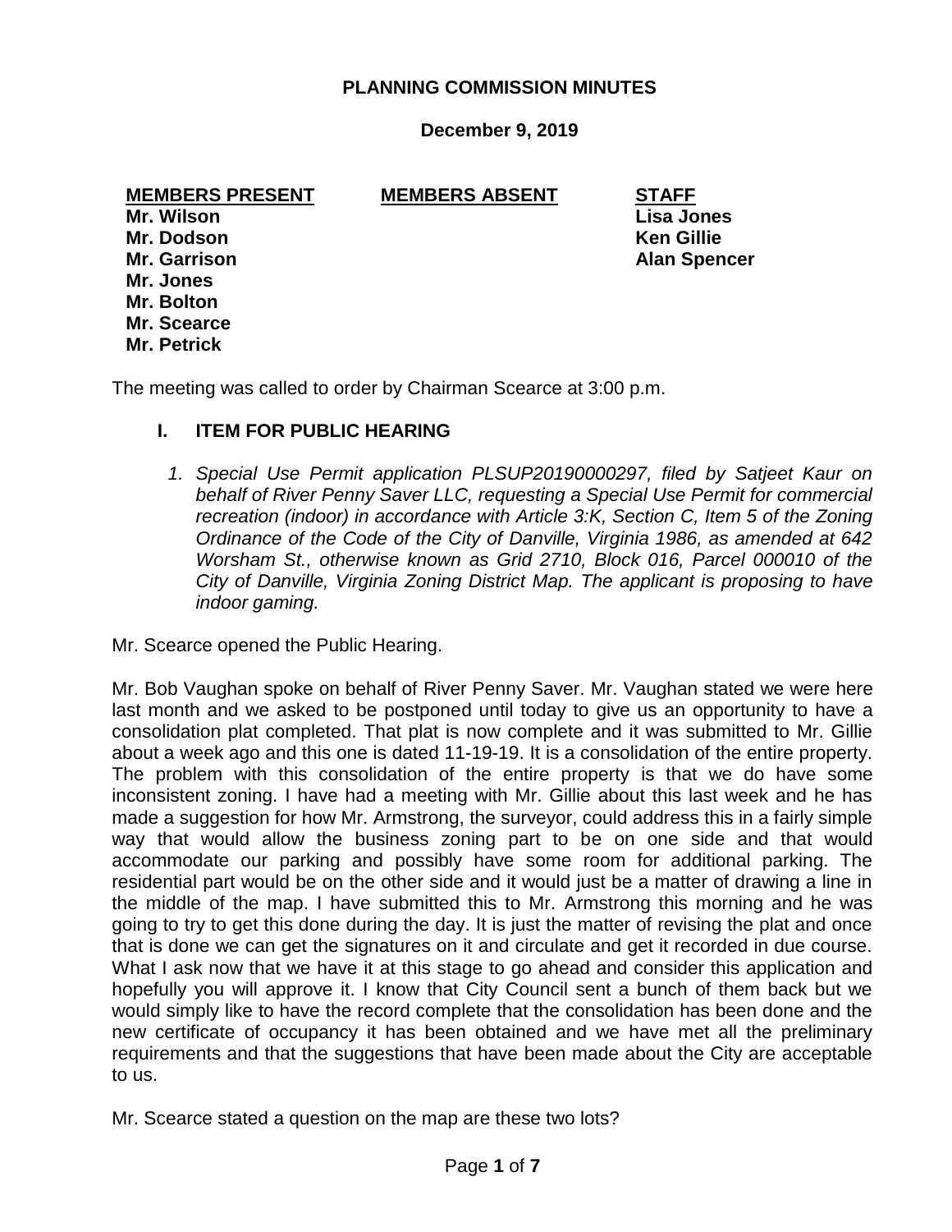**PLANNING COMMISSION MINUTES**

**December 9, 2019**

| MEMBERS PRESENT | MEMBERS ABSENT | STAFF |
|---|---|---|
| Mr. Wilson | | Lisa Jones |
| Mr. Dodson | | Ken Gillie |
| Mr. Garrison | | Alan Spencer |
| Mr. Jones | | |
| Mr. Bolton | | |
| Mr. Scearce | | |
| Mr. Petrick | | |

The meeting was called to order by Chairman Scearce at 3:00 p.m.

## I. ITEM FOR PUBLIC HEARING

1. *Special Use Permit application PLSUP20190000297, filed by Satjeet Kaur on behalf of River Penny Saver LLC, requesting a Special Use Permit for commercial recreation (indoor) in accordance with Article 3:K, Section C, Item 5 of the Zoning Ordinance of the Code of the City of Danville, Virginia 1986, as amended at 642 Worsham St., otherwise known as Grid 2710, Block 016, Parcel 000010 of the City of Danville, Virginia Zoning District Map. The applicant is proposing to have indoor gaming.*

Mr. Scearce opened the Public Hearing.

Mr. Bob Vaughan spoke on behalf of River Penny Saver. Mr. Vaughan stated we were here last month and we asked to be postponed until today to give us an opportunity to have a consolidation plat completed. That plat is now complete and it was submitted to Mr. Gillie about a week ago and this one is dated 11-19-19. It is a consolidation of the entire property. The problem with this consolidation of the entire property is that we do have some inconsistent zoning. I have had a meeting with Mr. Gillie about this last week and he has made a suggestion for how Mr. Armstrong, the surveyor, could address this in a fairly simple way that would allow the business zoning part to be on one side and that would accommodate our parking and possibly have some room for additional parking. The residential part would be on the other side and it would just be a matter of drawing a line in the middle of the map. I have submitted this to Mr. Armstrong this morning and he was going to try to get this done during the day. It is just the matter of revising the plat and once that is done we can get the signatures on it and circulate and get it recorded in due course. What I ask now that we have it at this stage to go ahead and consider this application and hopefully you will approve it. I know that City Council sent a bunch of them back but we would simply like to have the record complete that the consolidation has been done and the new certificate of occupancy it has been obtained and we have met all the preliminary requirements and that the suggestions that have been made about the City are acceptable to us.

Mr. Scearce stated a question on the map are these two lots?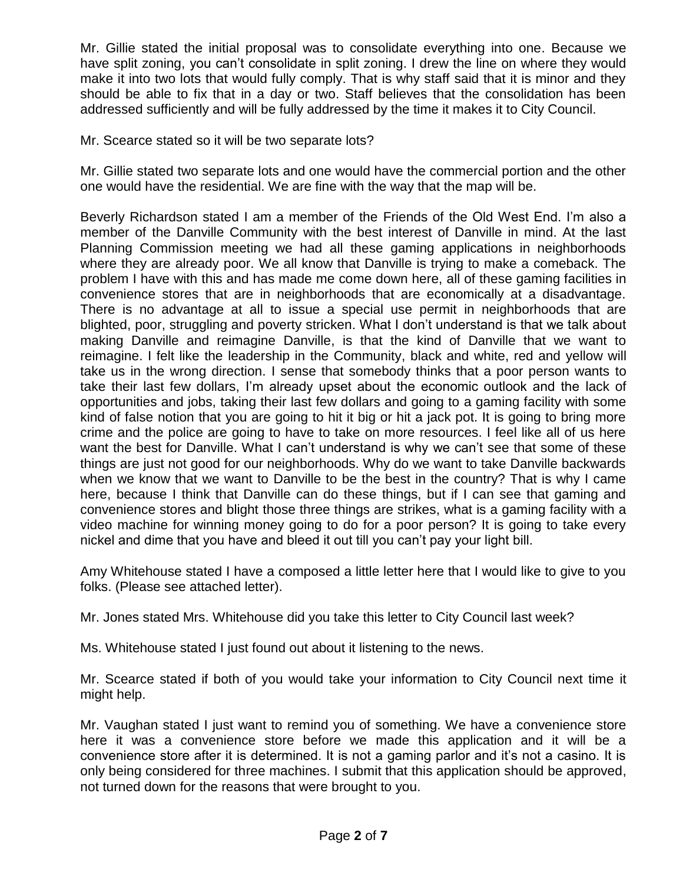Mr. Gillie stated the initial proposal was to consolidate everything into one. Because we have split zoning, you can't consolidate in split zoning. I drew the line on where they would make it into two lots that would fully comply. That is why staff said that it is minor and they should be able to fix that in a day or two. Staff believes that the consolidation has been addressed sufficiently and will be fully addressed by the time it makes it to City Council.

Mr. Scearce stated so it will be two separate lots?

Mr. Gillie stated two separate lots and one would have the commercial portion and the other one would have the residential. We are fine with the way that the map will be.

Beverly Richardson stated I am a member of the Friends of the Old West End. I'm also a member of the Danville Community with the best interest of Danville in mind. At the last Planning Commission meeting we had all these gaming applications in neighborhoods where they are already poor. We all know that Danville is trying to make a comeback. The problem I have with this and has made me come down here, all of these gaming facilities in convenience stores that are in neighborhoods that are economically at a disadvantage. There is no advantage at all to issue a special use permit in neighborhoods that are blighted, poor, struggling and poverty stricken. What I don't understand is that we talk about making Danville and reimagine Danville, is that the kind of Danville that we want to reimagine. I felt like the leadership in the Community, black and white, red and yellow will take us in the wrong direction. I sense that somebody thinks that a poor person wants to take their last few dollars, I'm already upset about the economic outlook and the lack of opportunities and jobs, taking their last few dollars and going to a gaming facility with some kind of false notion that you are going to hit it big or hit a jack pot. It is going to bring more crime and the police are going to have to take on more resources. I feel like all of us here want the best for Danville. What I can't understand is why we can't see that some of these things are just not good for our neighborhoods. Why do we want to take Danville backwards when we know that we want to Danville to be the best in the country? That is why I came here, because I think that Danville can do these things, but if I can see that gaming and convenience stores and blight those three things are strikes, what is a gaming facility with a video machine for winning money going to do for a poor person? It is going to take every nickel and dime that you have and bleed it out till you can't pay your light bill.

Amy Whitehouse stated I have a composed a little letter here that I would like to give to you folks. (Please see attached letter).

Mr. Jones stated Mrs. Whitehouse did you take this letter to City Council last week?

Ms. Whitehouse stated I just found out about it listening to the news.

Mr. Scearce stated if both of you would take your information to City Council next time it might help.

Mr. Vaughan stated I just want to remind you of something. We have a convenience store here it was a convenience store before we made this application and it will be a convenience store after it is determined. It is not a gaming parlor and it's not a casino. It is only being considered for three machines. I submit that this application should be approved, not turned down for the reasons that were brought to you.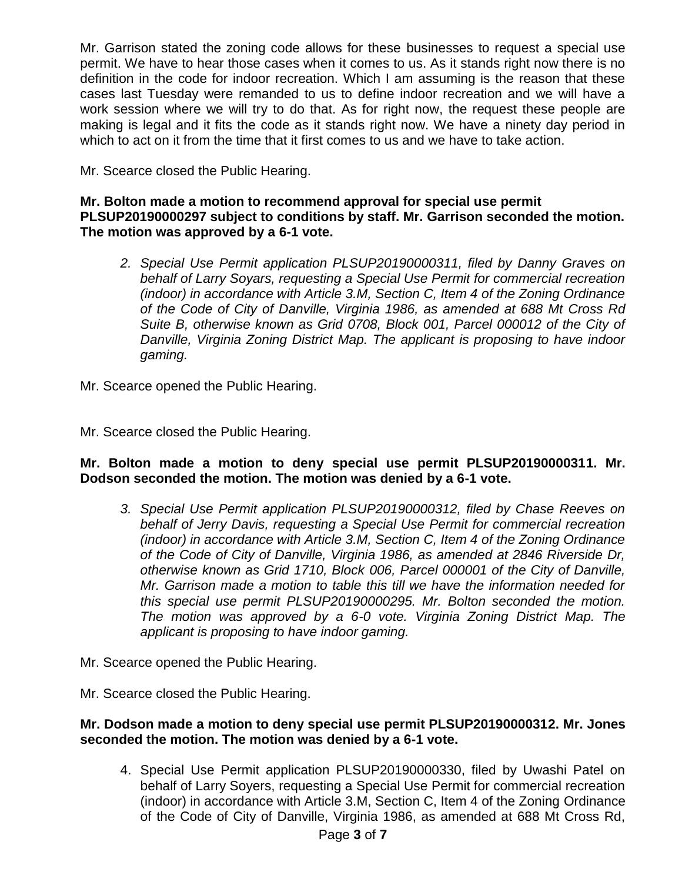Mr. Garrison stated the zoning code allows for these businesses to request a special use permit. We have to hear those cases when it comes to us. As it stands right now there is no definition in the code for indoor recreation. Which I am assuming is the reason that these cases last Tuesday were remanded to us to define indoor recreation and we will have a work session where we will try to do that. As for right now, the request these people are making is legal and it fits the code as it stands right now. We have a ninety day period in which to act on it from the time that it first comes to us and we have to take action.

Mr. Scearce closed the Public Hearing.

**Mr. Bolton made a motion to recommend approval for special use permit PLSUP20190000297 subject to conditions by staff. Mr. Garrison seconded the motion. The motion was approved by a 6-1 vote.**

2. *Special Use Permit application PLSUP20190000311, filed by Danny Graves on behalf of Larry Soyars, requesting a Special Use Permit for commercial recreation (indoor) in accordance with Article 3.M, Section C, Item 4 of the Zoning Ordinance of the Code of City of Danville, Virginia 1986, as amended at 688 Mt Cross Rd Suite B, otherwise known as Grid 0708, Block 001, Parcel 000012 of the City of Danville, Virginia Zoning District Map. The applicant is proposing to have indoor gaming.*

Mr. Scearce opened the Public Hearing.

Mr. Scearce closed the Public Hearing.

**Mr. Bolton made a motion to deny special use permit PLSUP20190000311. Mr. Dodson seconded the motion. The motion was denied by a 6-1 vote.**

3. *Special Use Permit application PLSUP20190000312, filed by Chase Reeves on behalf of Jerry Davis, requesting a Special Use Permit for commercial recreation (indoor) in accordance with Article 3.M, Section C, Item 4 of the Zoning Ordinance of the Code of City of Danville, Virginia 1986, as amended at 2846 Riverside Dr, otherwise known as Grid 1710, Block 006, Parcel 000001 of the City of Danville, Mr. Garrison made a motion to table this till we have the information needed for this special use permit PLSUP20190000295. Mr. Bolton seconded the motion. The motion was approved by a 6-0 vote. Virginia Zoning District Map. The applicant is proposing to have indoor gaming.*

Mr. Scearce opened the Public Hearing.

Mr. Scearce closed the Public Hearing.

**Mr. Dodson made a motion to deny special use permit PLSUP20190000312. Mr. Jones seconded the motion. The motion was denied by a 6-1 vote.**

4. Special Use Permit application PLSUP20190000330, filed by Uwashi Patel on behalf of Larry Soyers, requesting a Special Use Permit for commercial recreation (indoor) in accordance with Article 3.M, Section C, Item 4 of the Zoning Ordinance of the Code of City of Danville, Virginia 1986, as amended at 688 Mt Cross Rd,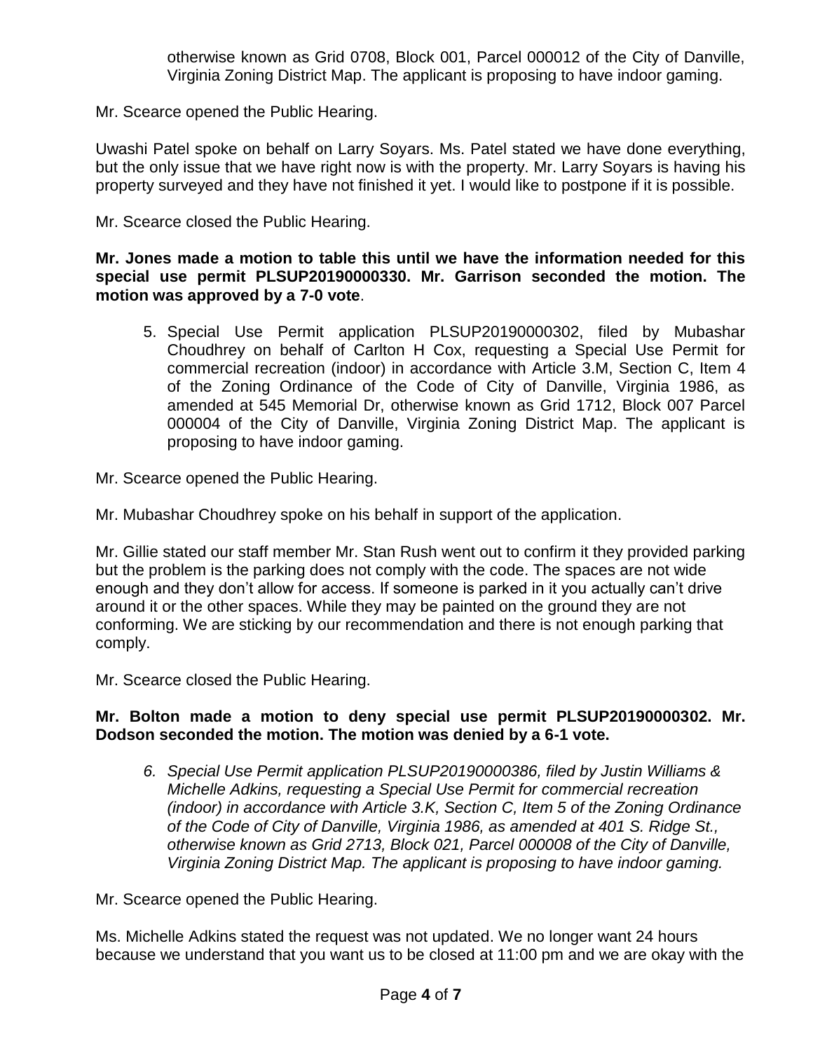otherwise known as Grid 0708, Block 001, Parcel 000012 of the City of Danville, Virginia Zoning District Map. The applicant is proposing to have indoor gaming.

Mr. Scearce opened the Public Hearing.

Uwashi Patel spoke on behalf on Larry Soyars. Ms. Patel stated we have done everything, but the only issue that we have right now is with the property. Mr. Larry Soyars is having his property surveyed and they have not finished it yet. I would like to postpone if it is possible.

Mr. Scearce closed the Public Hearing.

**Mr. Jones made a motion to table this until we have the information needed for this special use permit PLSUP20190000330. Mr. Garrison seconded the motion. The motion was approved by a 7-0 vote**.

5. Special Use Permit application PLSUP20190000302, filed by Mubashar Choudhrey on behalf of Carlton H Cox, requesting a Special Use Permit for commercial recreation (indoor) in accordance with Article 3.M, Section C, Item 4 of the Zoning Ordinance of the Code of City of Danville, Virginia 1986, as amended at 545 Memorial Dr, otherwise known as Grid 1712, Block 007 Parcel 000004 of the City of Danville, Virginia Zoning District Map. The applicant is proposing to have indoor gaming.

Mr. Scearce opened the Public Hearing.

Mr. Mubashar Choudhrey spoke on his behalf in support of the application.

Mr. Gillie stated our staff member Mr. Stan Rush went out to confirm it they provided parking but the problem is the parking does not comply with the code. The spaces are not wide enough and they don't allow for access. If someone is parked in it you actually can't drive around it or the other spaces. While they may be painted on the ground they are not conforming. We are sticking by our recommendation and there is not enough parking that comply.

Mr. Scearce closed the Public Hearing.

**Mr. Bolton made a motion to deny special use permit PLSUP20190000302. Mr. Dodson seconded the motion. The motion was denied by a 6-1 vote.**

6. *Special Use Permit application PLSUP20190000386, filed by Justin Williams & Michelle Adkins, requesting a Special Use Permit for commercial recreation (indoor) in accordance with Article 3.K, Section C, Item 5 of the Zoning Ordinance of the Code of City of Danville, Virginia 1986, as amended at 401 S. Ridge St., otherwise known as Grid 2713, Block 021, Parcel 000008 of the City of Danville, Virginia Zoning District Map. The applicant is proposing to have indoor gaming.*

Mr. Scearce opened the Public Hearing.

Ms. Michelle Adkins stated the request was not updated. We no longer want 24 hours because we understand that you want us to be closed at 11:00 pm and we are okay with the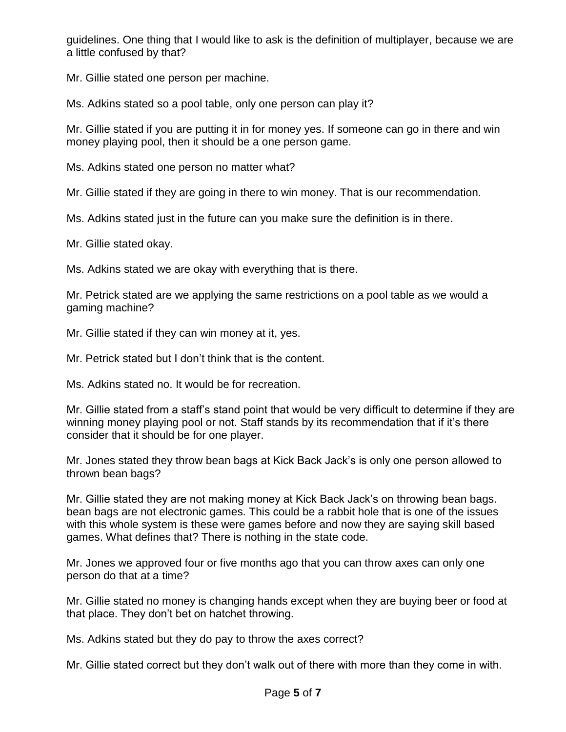guidelines. One thing that I would like to ask is the definition of multiplayer, because we are a little confused by that?

Mr. Gillie stated one person per machine.

Ms. Adkins stated so a pool table, only one person can play it?

Mr. Gillie stated if you are putting it in for money yes. If someone can go in there and win money playing pool, then it should be a one person game.

Ms. Adkins stated one person no matter what?

Mr. Gillie stated if they are going in there to win money. That is our recommendation.

Ms. Adkins stated just in the future can you make sure the definition is in there.

Mr. Gillie stated okay.

Ms. Adkins stated we are okay with everything that is there.

Mr. Petrick stated are we applying the same restrictions on a pool table as we would a gaming machine?

Mr. Gillie stated if they can win money at it, yes.

Mr. Petrick stated but I don't think that is the content.

Ms. Adkins stated no. It would be for recreation.

Mr. Gillie stated from a staff's stand point that would be very difficult to determine if they are winning money playing pool or not. Staff stands by its recommendation that if it's there consider that it should be for one player.

Mr. Jones stated they throw bean bags at Kick Back Jack's is only one person allowed to thrown bean bags?

Mr. Gillie stated they are not making money at Kick Back Jack's on throwing bean bags. bean bags are not electronic games. This could be a rabbit hole that is one of the issues with this whole system is these were games before and now they are saying skill based games. What defines that? There is nothing in the state code.

Mr. Jones we approved four or five months ago that you can throw axes can only one person do that at a time?

Mr. Gillie stated no money is changing hands except when they are buying beer or food at that place. They don't bet on hatchet throwing.

Ms. Adkins stated but they do pay to throw the axes correct?

Mr. Gillie stated correct but they don't walk out of there with more than they come in with.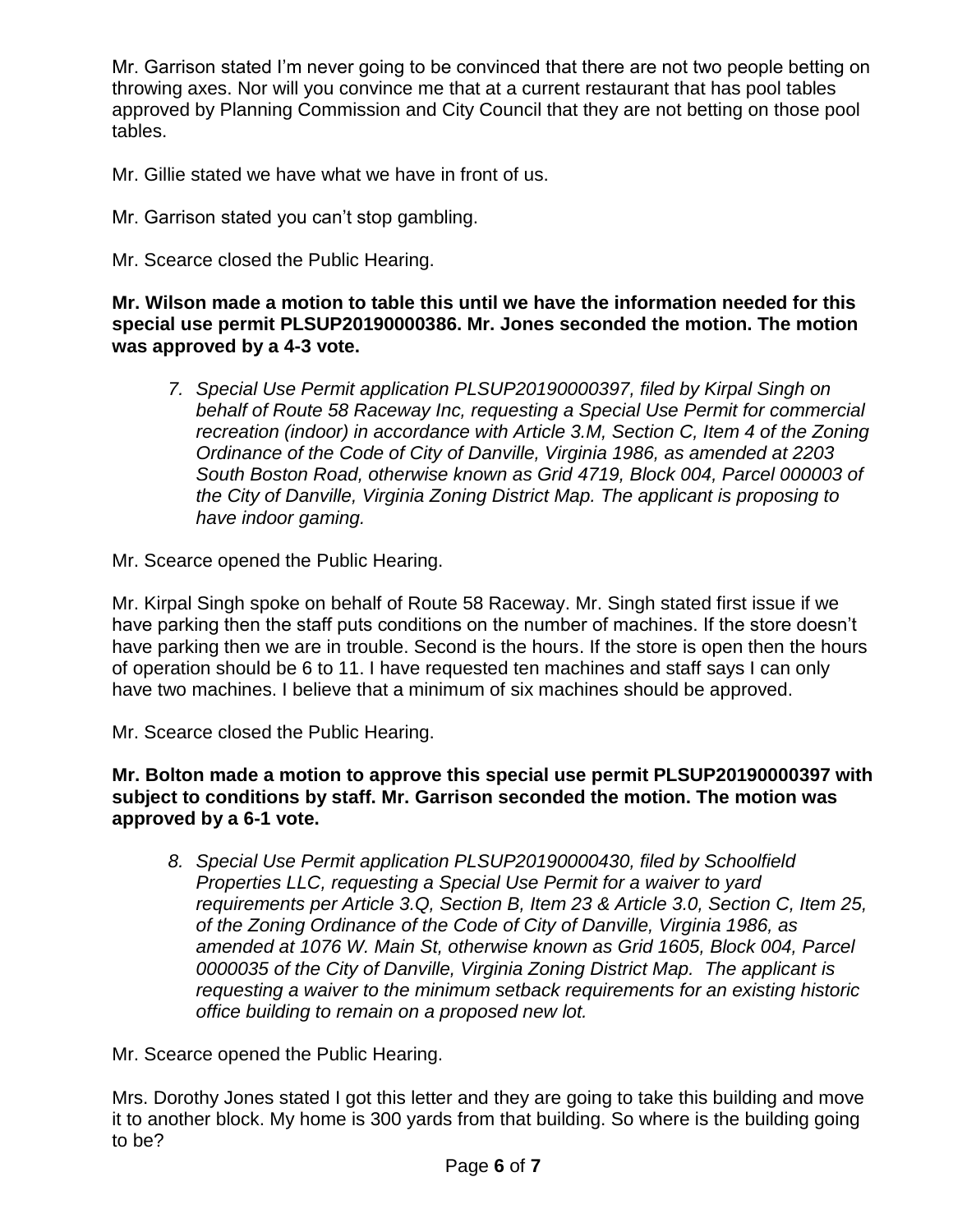Mr. Garrison stated I'm never going to be convinced that there are not two people betting on throwing axes. Nor will you convince me that at a current restaurant that has pool tables approved by Planning Commission and City Council that they are not betting on those pool tables.

Mr. Gillie stated we have what we have in front of us.

Mr. Garrison stated you can't stop gambling.

Mr. Scearce closed the Public Hearing.

**Mr. Wilson made a motion to table this until we have the information needed for this special use permit PLSUP20190000386. Mr. Jones seconded the motion. The motion was approved by a 4-3 vote.**

7. *Special Use Permit application PLSUP20190000397, filed by Kirpal Singh on behalf of Route 58 Raceway Inc, requesting a Special Use Permit for commercial recreation (indoor) in accordance with Article 3.M, Section C, Item 4 of the Zoning Ordinance of the Code of City of Danville, Virginia 1986, as amended at 2203 South Boston Road, otherwise known as Grid 4719, Block 004, Parcel 000003 of the City of Danville, Virginia Zoning District Map. The applicant is proposing to have indoor gaming.*

Mr. Scearce opened the Public Hearing.

Mr. Kirpal Singh spoke on behalf of Route 58 Raceway. Mr. Singh stated first issue if we have parking then the staff puts conditions on the number of machines. If the store doesn't have parking then we are in trouble. Second is the hours. If the store is open then the hours of operation should be 6 to 11. I have requested ten machines and staff says I can only have two machines. I believe that a minimum of six machines should be approved.

Mr. Scearce closed the Public Hearing.

**Mr. Bolton made a motion to approve this special use permit PLSUP20190000397 with subject to conditions by staff. Mr. Garrison seconded the motion. The motion was approved by a 6-1 vote.**

8. *Special Use Permit application PLSUP20190000430, filed by Schoolfield Properties LLC, requesting a Special Use Permit for a waiver to yard requirements per Article 3.Q, Section B, Item 23 & Article 3.0, Section C, Item 25, of the Zoning Ordinance of the Code of City of Danville, Virginia 1986, as amended at 1076 W. Main St, otherwise known as Grid 1605, Block 004, Parcel 0000035 of the City of Danville, Virginia Zoning District Map. The applicant is requesting a waiver to the minimum setback requirements for an existing historic office building to remain on a proposed new lot.*

Mr. Scearce opened the Public Hearing.

Mrs. Dorothy Jones stated I got this letter and they are going to take this building and move it to another block. My home is 300 yards from that building. So where is the building going to be?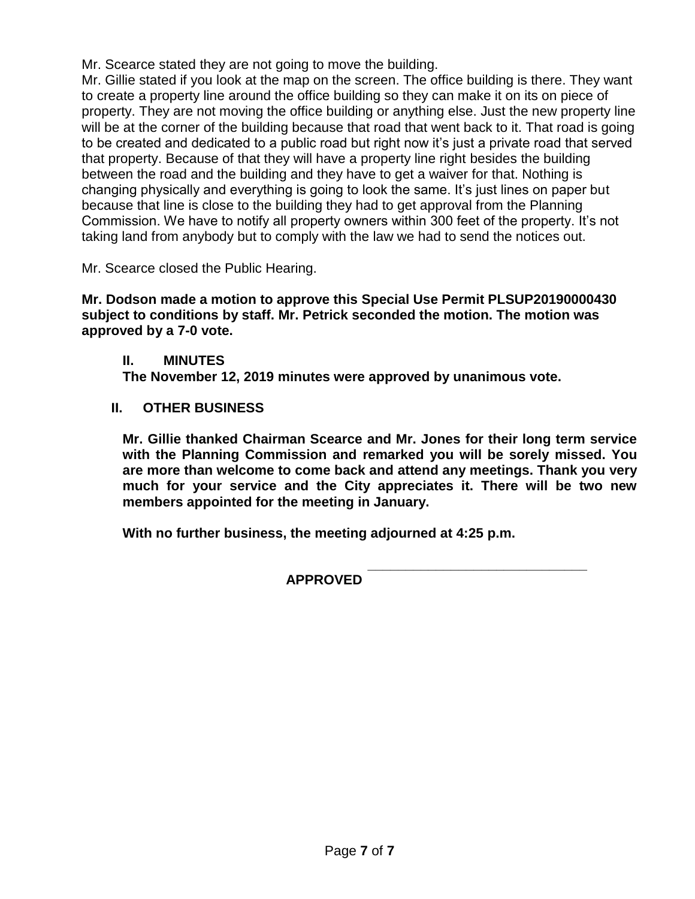Mr. Scearce stated they are not going to move the building.

Mr. Gillie stated if you look at the map on the screen. The office building is there. They want to create a property line around the office building so they can make it on its on piece of property. They are not moving the office building or anything else. Just the new property line will be at the corner of the building because that road that went back to it. That road is going to be created and dedicated to a public road but right now it's just a private road that served that property. Because of that they will have a property line right besides the building between the road and the building and they have to get a waiver for that. Nothing is changing physically and everything is going to look the same. It's just lines on paper but because that line is close to the building they had to get approval from the Planning Commission. We have to notify all property owners within 300 feet of the property. It's not taking land from anybody but to comply with the law we had to send the notices out.

Mr. Scearce closed the Public Hearing.

**Mr. Dodson made a motion to approve this Special Use Permit PLSUP20190000430 subject to conditions by staff. Mr. Petrick seconded the motion. The motion was approved by a 7-0 vote.**

## II. MINUTES

**The November 12, 2019 minutes were approved by unanimous vote.**

## II. OTHER BUSINESS

**Mr. Gillie thanked Chairman Scearce and Mr. Jones for their long term service with the Planning Commission and remarked you will be sorely missed. You are more than welcome to come back and attend any meetings. Thank you very much for your service and the City appreciates it. There will be two new members appointed for the meeting in January.**

**With no further business, the meeting adjourned at 4:25 p.m.**

**APPROVED** ______________________________